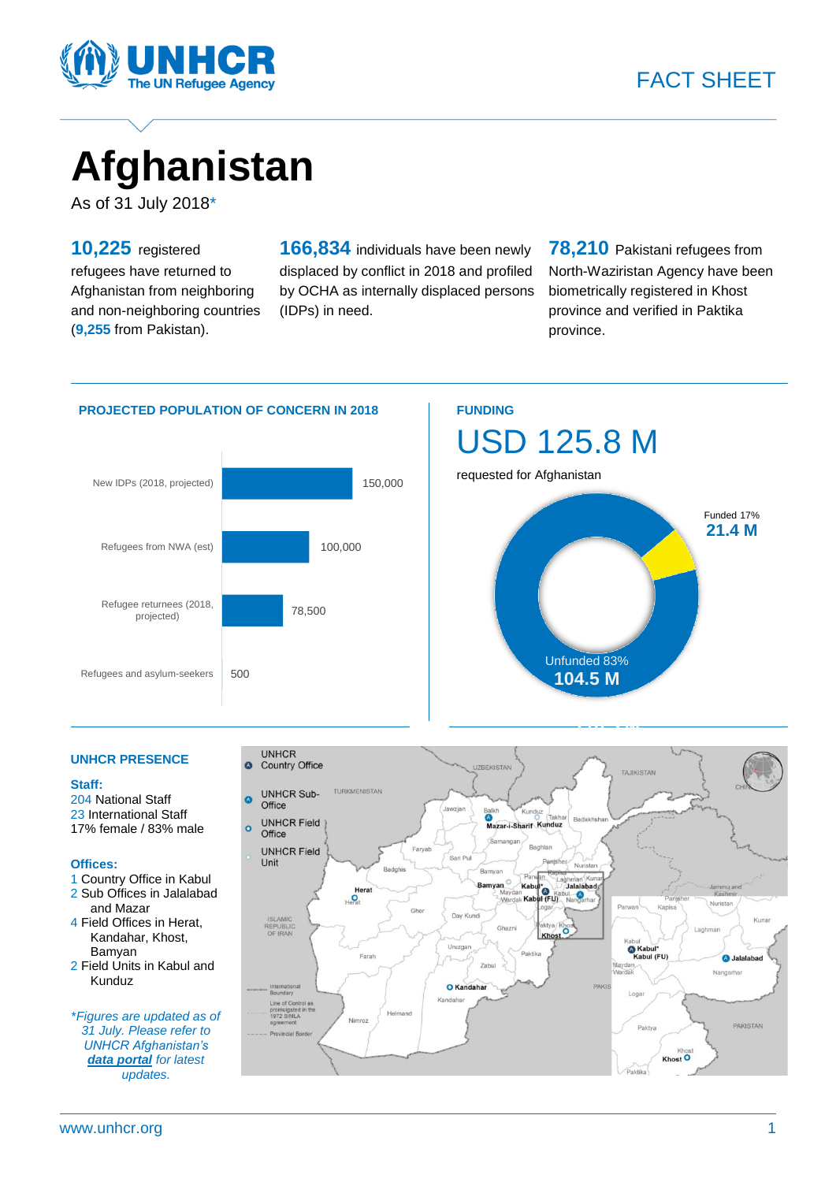FACT SHEET

# Afghanistan

As of 31 July 2018*

**10,225** registered refugees have returned to Afghanistan from neighboring and non-neighboring countries (**9,255** from Pakistan).

**166,834** individuals have been newly displaced by conflict in 2018 and profiled by OCHA as internally displaced persons (IDPs) in need.

**78,210** Pakistani refugees from North-Waziristan Agency have been biometrically registered in Khost province and verified in Paktika province.

## PROJECTED POPULATION OF CONCERN IN 2018

| Category | Population |
|---|---|
| New IDPs (2018, projected) | 150,000 |
| Refugees from NWA (est) | 100,000 |
| Refugee returnees (2018, projected) | 78,500 |
| Refugees and asylum-seekers | 500 |

## FUNDING

# USD 125.8 M

requested for Afghanistan

Funded 17%
**21.4 M**

Unfunded 83%
**104.5 M**

## UNHCR PRESENCE

**Staff:**
204 National Staff
23 International Staff
17% female / 83% male

**Offices:**
1 Country Office in Kabul
2 Sub Offices in Jalalabad and Mazar
4 Field Offices in Herat, Kandahar, Khost, Bamyan
2 Field Units in Kabul and Kunduz

*\*Figures are updated as of 31 July. Please refer to UNHCR Afghanistan's **data portal** for latest updates.*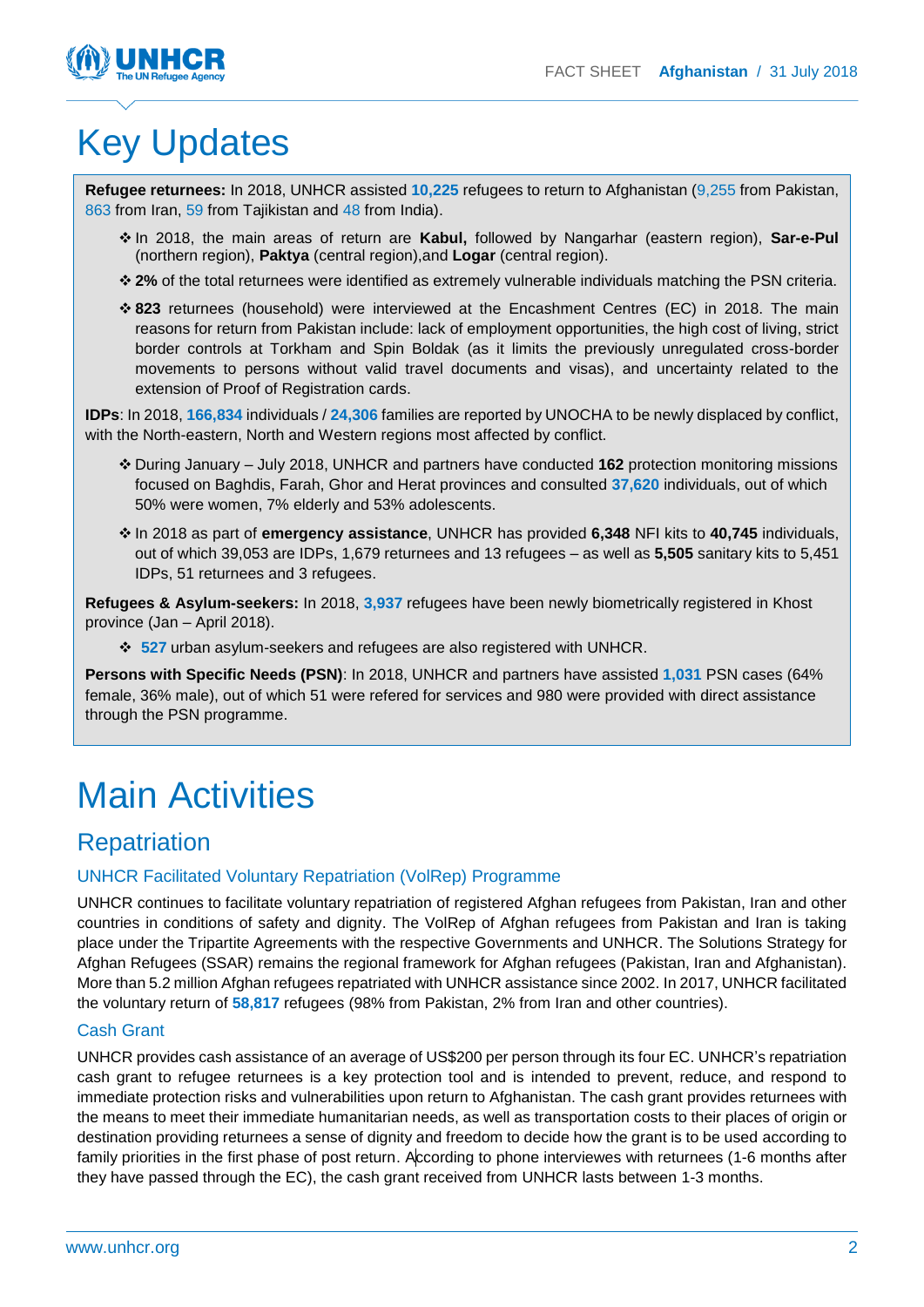# Key Updates

**Refugee returnees:** In 2018, UNHCR assisted **10,225** refugees to return to Afghanistan (9,255 from Pakistan, 863 from Iran, 59 from Tajikistan and 48 from India).

- In 2018, the main areas of return are **Kabul,** followed by Nangarhar (eastern region), **Sar-e-Pul** (northern region), **Paktya** (central region),and **Logar** (central region).
- **2%** of the total returnees were identified as extremely vulnerable individuals matching the PSN criteria.
- **823** returnees (household) were interviewed at the Encashment Centres (EC) in 2018. The main reasons for return from Pakistan include: lack of employment opportunities, the high cost of living, strict border controls at Torkham and Spin Boldak (as it limits the previously unregulated cross-border movements to persons without valid travel documents and visas), and uncertainty related to the extension of Proof of Registration cards.

**IDPs**: In 2018, **166,834** individuals / **24,306** families are reported by UNOCHA to be newly displaced by conflict, with the North-eastern, North and Western regions most affected by conflict.

- During January – July 2018, UNHCR and partners have conducted **162** protection monitoring missions focused on Baghdis, Farah, Ghor and Herat provinces and consulted **37,620** individuals, out of which 50% were women, 7% elderly and 53% adolescents.
- In 2018 as part of **emergency assistance**, UNHCR has provided **6,348** NFI kits to **40,745** individuals, out of which 39,053 are IDPs, 1,679 returnees and 13 refugees – as well as **5,505** sanitary kits to 5,451 IDPs, 51 returnees and 3 refugees.

**Refugees & Asylum-seekers:** In 2018, **3,937** refugees have been newly biometrically registered in Khost province (Jan – April 2018).

- **527** urban asylum-seekers and refugees are also registered with UNHCR.

**Persons with Specific Needs (PSN)**: In 2018, UNHCR and partners have assisted **1,031** PSN cases (64% female, 36% male), out of which 51 were refered for services and 980 were provided with direct assistance through the PSN programme.

# Main Activities

## Repatriation

### UNHCR Facilitated Voluntary Repatriation (VolRep) Programme

UNHCR continues to facilitate voluntary repatriation of registered Afghan refugees from Pakistan, Iran and other countries in conditions of safety and dignity. The VolRep of Afghan refugees from Pakistan and Iran is taking place under the Tripartite Agreements with the respective Governments and UNHCR. The Solutions Strategy for Afghan Refugees (SSAR) remains the regional framework for Afghan refugees (Pakistan, Iran and Afghanistan). More than 5.2 million Afghan refugees repatriated with UNHCR assistance since 2002. In 2017, UNHCR facilitated the voluntary return of **58,817** refugees (98% from Pakistan, 2% from Iran and other countries).

### Cash Grant

UNHCR provides cash assistance of an average of US$200 per person through its four EC. UNHCR's repatriation cash grant to refugee returnees is a key protection tool and is intended to prevent, reduce, and respond to immediate protection risks and vulnerabilities upon return to Afghanistan. The cash grant provides returnees with the means to meet their immediate humanitarian needs, as well as transportation costs to their places of origin or destination providing returnees a sense of dignity and freedom to decide how the grant is to be used according to family priorities in the first phase of post return. According to phone interviewes with returnees (1-6 months after they have passed through the EC), the cash grant received from UNHCR lasts between 1-3 months.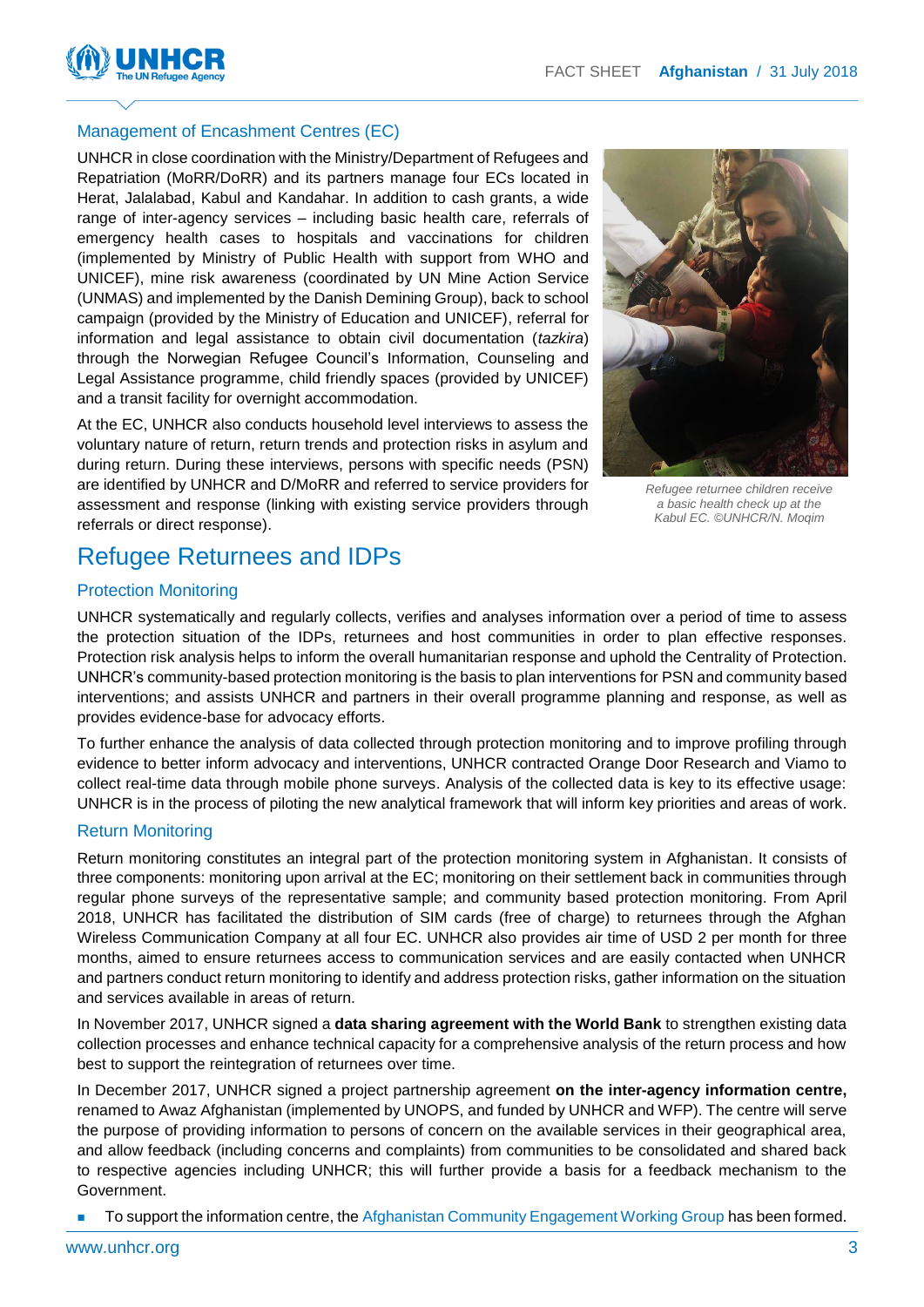### Management of Encashment Centres (EC)

UNHCR in close coordination with the Ministry/Department of Refugees and Repatriation (MoRR/DoRR) and its partners manage four ECs located in Herat, Jalalabad, Kabul and Kandahar. In addition to cash grants, a wide range of inter-agency services – including basic health care, referrals of emergency health cases to hospitals and vaccinations for children (implemented by Ministry of Public Health with support from WHO and UNICEF), mine risk awareness (coordinated by UN Mine Action Service (UNMAS) and implemented by the Danish Demining Group), back to school campaign (provided by the Ministry of Education and UNICEF), referral for information and legal assistance to obtain civil documentation (*tazkira*) through the Norwegian Refugee Council's Information, Counseling and Legal Assistance programme, child friendly spaces (provided by UNICEF) and a transit facility for overnight accommodation.

At the EC, UNHCR also conducts household level interviews to assess the voluntary nature of return, return trends and protection risks in asylum and during return. During these interviews, persons with specific needs (PSN) are identified by UNHCR and D/MoRR and referred to service providers for assessment and response (linking with existing service providers through referrals or direct response).

*Refugee returnee children receive a basic health check up at the Kabul EC. ©UNHCR/N. Moqim*

## Refugee Returnees and IDPs

### Protection Monitoring

UNHCR systematically and regularly collects, verifies and analyses information over a period of time to assess the protection situation of the IDPs, returnees and host communities in order to plan effective responses. Protection risk analysis helps to inform the overall humanitarian response and uphold the Centrality of Protection. UNHCR's community-based protection monitoring is the basis to plan interventions for PSN and community based interventions; and assists UNHCR and partners in their overall programme planning and response, as well as provides evidence-base for advocacy efforts.

To further enhance the analysis of data collected through protection monitoring and to improve profiling through evidence to better inform advocacy and interventions, UNHCR contracted Orange Door Research and Viamo to collect real-time data through mobile phone surveys. Analysis of the collected data is key to its effective usage: UNHCR is in the process of piloting the new analytical framework that will inform key priorities and areas of work.

### Return Monitoring

Return monitoring constitutes an integral part of the protection monitoring system in Afghanistan. It consists of three components: monitoring upon arrival at the EC; monitoring on their settlement back in communities through regular phone surveys of the representative sample; and community based protection monitoring. From April 2018, UNHCR has facilitated the distribution of SIM cards (free of charge) to returnees through the Afghan Wireless Communication Company at all four EC. UNHCR also provides air time of USD 2 per month for three months, aimed to ensure returnees access to communication services and are easily contacted when UNHCR and partners conduct return monitoring to identify and address protection risks, gather information on the situation and services available in areas of return.

In November 2017, UNHCR signed a **data sharing agreement with the World Bank** to strengthen existing data collection processes and enhance technical capacity for a comprehensive analysis of the return process and how best to support the reintegration of returnees over time.

In December 2017, UNHCR signed a project partnership agreement **on the inter-agency information centre,** renamed to Awaz Afghanistan (implemented by UNOPS, and funded by UNHCR and WFP). The centre will serve the purpose of providing information to persons of concern on the available services in their geographical area, and allow feedback (including concerns and complaints) from communities to be consolidated and shared back to respective agencies including UNHCR; this will further provide a basis for a feedback mechanism to the Government.

- To support the information centre, the Afghanistan Community Engagement Working Group has been formed.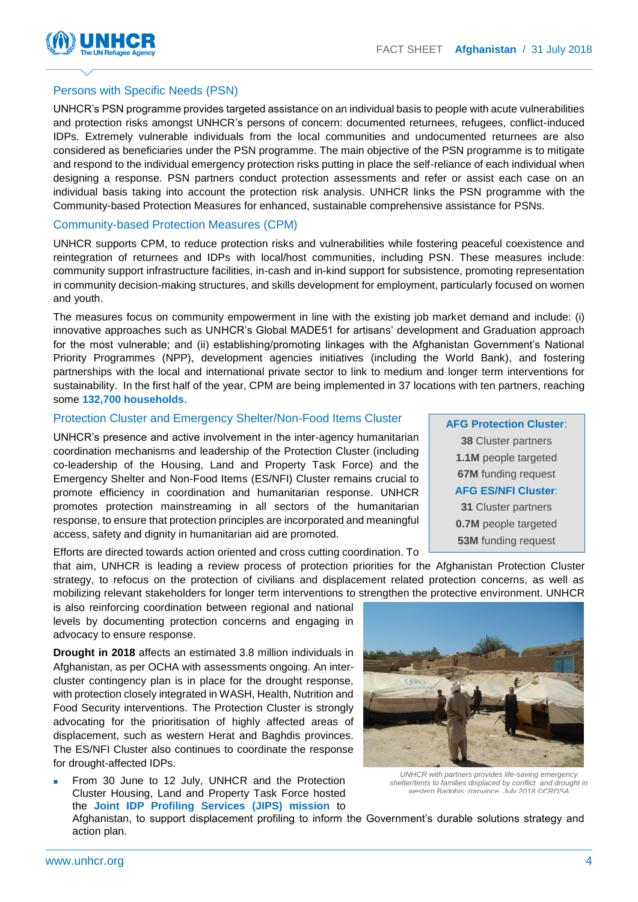## Persons with Specific Needs (PSN)

UNHCR's PSN programme provides targeted assistance on an individual basis to people with acute vulnerabilities and protection risks amongst UNHCR's persons of concern: documented returnees, refugees, conflict-induced IDPs. Extremely vulnerable individuals from the local communities and undocumented returnees are also considered as beneficiaries under the PSN programme. The main objective of the PSN programme is to mitigate and respond to the individual emergency protection risks putting in place the self-reliance of each individual when designing a response. PSN partners conduct protection assessments and refer or assist each case on an individual basis taking into account the protection risk analysis. UNHCR links the PSN programme with the Community-based Protection Measures for enhanced, sustainable comprehensive assistance for PSNs.

## Community-based Protection Measures (CPM)

UNHCR supports CPM, to reduce protection risks and vulnerabilities while fostering peaceful coexistence and reintegration of returnees and IDPs with local/host communities, including PSN. These measures include: community support infrastructure facilities, in-cash and in-kind support for subsistence, promoting representation in community decision-making structures, and skills development for employment, particularly focused on women and youth.

The measures focus on community empowerment in line with the existing job market demand and include: (i) innovative approaches such as UNHCR's Global MADE51 for artisans' development and Graduation approach for the most vulnerable; and (ii) establishing/promoting linkages with the Afghanistan Government's National Priority Programmes (NPP), development agencies initiatives (including the World Bank), and fostering partnerships with the local and international private sector to link to medium and longer term interventions for sustainability. In the first half of the year, CPM are being implemented in 37 locations with ten partners, reaching some **132,700 households**.

## Protection Cluster and Emergency Shelter/Non-Food Items Cluster

UNHCR's presence and active involvement in the inter-agency humanitarian coordination mechanisms and leadership of the Protection Cluster (including co-leadership of the Housing, Land and Property Task Force) and the Emergency Shelter and Non-Food Items (ES/NFI) Cluster remains crucial to promote efficiency in coordination and humanitarian response. UNHCR promotes protection mainstreaming in all sectors of the humanitarian response, to ensure that protection principles are incorporated and meaningful access, safety and dignity in humanitarian aid are promoted.

**AFG Protection Cluster**:
**38** Cluster partners
**1.1M** people targeted
**67M** funding request

**AFG ES/NFI Cluster**:
**31** Cluster partners
**0.7M** people targeted
**53M** funding request

Efforts are directed towards action oriented and cross cutting coordination. To that aim, UNHCR is leading a review process of protection priorities for the Afghanistan Protection Cluster strategy, to refocus on the protection of civilians and displacement related protection concerns, as well as mobilizing relevant stakeholders for longer term interventions to strengthen the protective environment. UNHCR is also reinforcing coordination between regional and national levels by documenting protection concerns and engaging in advocacy to ensure response.

**Drought in 2018** affects an estimated 3.8 million individuals in Afghanistan, as per OCHA with assessments ongoing. An inter-cluster contingency plan is in place for the drought response, with protection closely integrated in WASH, Health, Nutrition and Food Security interventions. The Protection Cluster is strongly advocating for the prioritisation of highly affected areas of displacement, such as western Herat and Baghdis provinces. The ES/NFI Cluster also continues to coordinate the response for drought-affected IDPs.

*UNHCR with partners provides life-saving emergency shelter/tents to families displaced by conflict and drought in western Badghis (province. July 2018 ©CRDSA*

- From 30 June to 12 July, UNHCR and the Protection Cluster Housing, Land and Property Task Force hosted the **Joint IDP Profiling Services (JIPS) mission** to Afghanistan, to support displacement profiling to inform the Government's durable solutions strategy and action plan.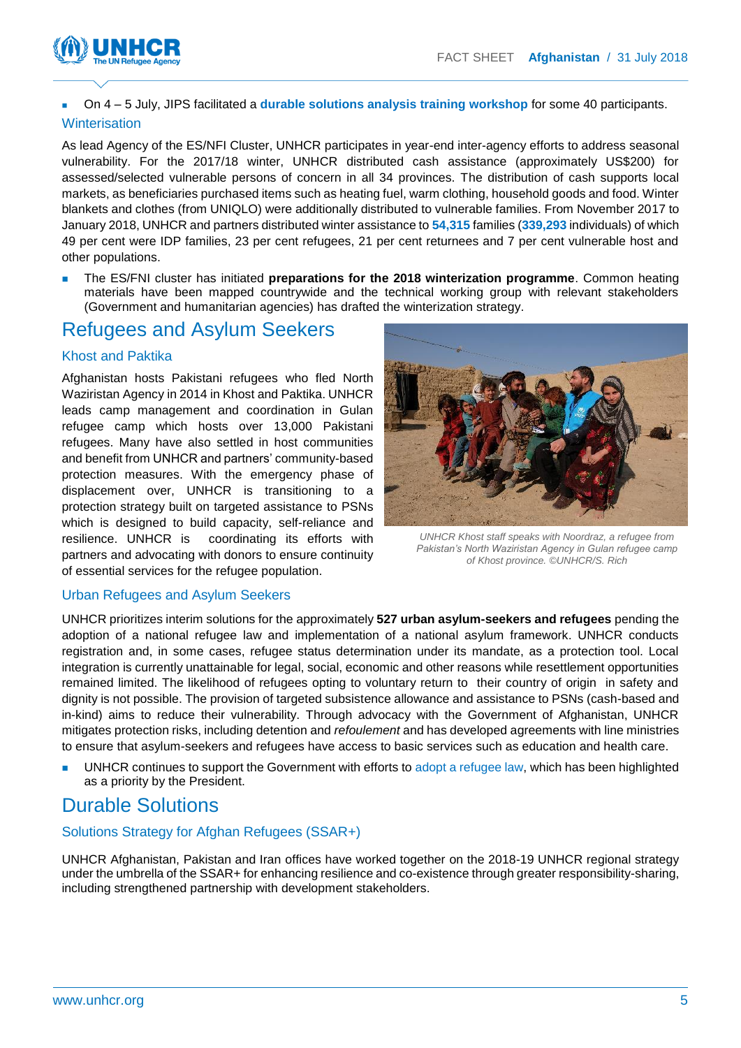- On 4 – 5 July, JIPS facilitated a **durable solutions analysis training workshop** for some 40 participants.

### Winterisation

As lead Agency of the ES/NFI Cluster, UNHCR participates in year-end inter-agency efforts to address seasonal vulnerability. For the 2017/18 winter, UNHCR distributed cash assistance (approximately US$200) for assessed/selected vulnerable persons of concern in all 34 provinces. The distribution of cash supports local markets, as beneficiaries purchased items such as heating fuel, warm clothing, household goods and food. Winter blankets and clothes (from UNIQLO) were additionally distributed to vulnerable families. From November 2017 to January 2018, UNHCR and partners distributed winter assistance to **54,315** families (**339,293** individuals) of which 49 per cent were IDP families, 23 per cent refugees, 21 per cent returnees and 7 per cent vulnerable host and other populations.

- The ES/FNI cluster has initiated **preparations for the 2018 winterization programme**. Common heating materials have been mapped countrywide and the technical working group with relevant stakeholders (Government and humanitarian agencies) has drafted the winterization strategy.

## Refugees and Asylum Seekers

### Khost and Paktika

Afghanistan hosts Pakistani refugees who fled North Waziristan Agency in 2014 in Khost and Paktika. UNHCR leads camp management and coordination in Gulan refugee camp which hosts over 13,000 Pakistani refugees. Many have also settled in host communities and benefit from UNHCR and partners' community-based protection measures. With the emergency phase of displacement over, UNHCR is transitioning to a protection strategy built on targeted assistance to PSNs which is designed to build capacity, self-reliance and resilience. UNHCR is coordinating its efforts with partners and advocating with donors to ensure continuity of essential services for the refugee population.

*UNHCR Khost staff speaks with Noordraz, a refugee from Pakistan's North Waziristan Agency in Gulan refugee camp of Khost province. ©UNHCR/S. Rich*

### Urban Refugees and Asylum Seekers

UNHCR prioritizes interim solutions for the approximately **527 urban asylum-seekers and refugees** pending the adoption of a national refugee law and implementation of a national asylum framework. UNHCR conducts registration and, in some cases, refugee status determination under its mandate, as a protection tool. Local integration is currently unattainable for legal, social, economic and other reasons while resettlement opportunities remained limited. The likelihood of refugees opting to voluntary return to their country of origin in safety and dignity is not possible. The provision of targeted subsistence allowance and assistance to PSNs (cash-based and in-kind) aims to reduce their vulnerability. Through advocacy with the Government of Afghanistan, UNHCR mitigates protection risks, including detention and *refoulement* and has developed agreements with line ministries to ensure that asylum-seekers and refugees have access to basic services such as education and health care.

- UNHCR continues to support the Government with efforts to adopt a refugee law, which has been highlighted as a priority by the President.

## Durable Solutions

### Solutions Strategy for Afghan Refugees (SSAR+)

UNHCR Afghanistan, Pakistan and Iran offices have worked together on the 2018-19 UNHCR regional strategy under the umbrella of the SSAR+ for enhancing resilience and co-existence through greater responsibility-sharing, including strengthened partnership with development stakeholders.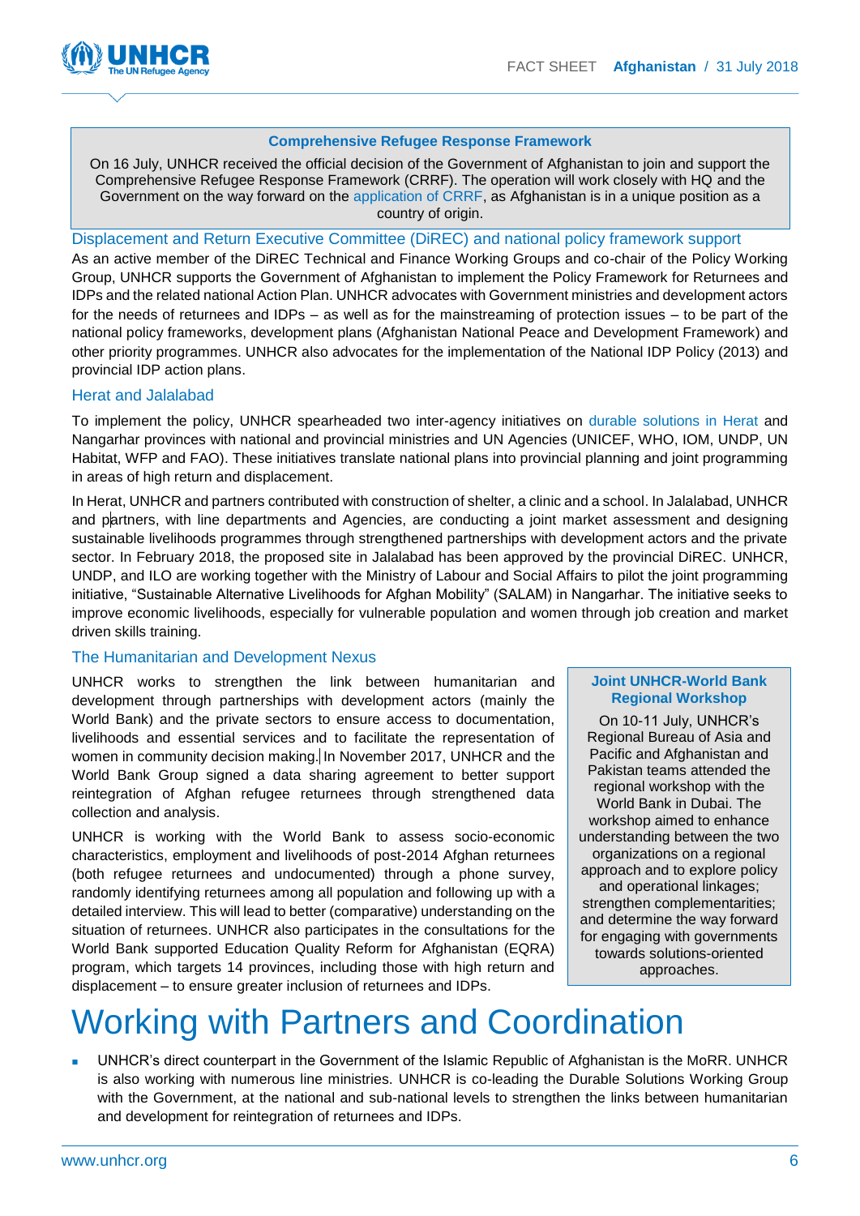**Comprehensive Refugee Response Framework**

On 16 July, UNHCR received the official decision of the Government of Afghanistan to join and support the Comprehensive Refugee Response Framework (CRRF). The operation will work closely with HQ and the Government on the way forward on the application of CRRF, as Afghanistan is in a unique position as a country of origin.

### Displacement and Return Executive Committee (DiREC) and national policy framework support

As an active member of the DiREC Technical and Finance Working Groups and co-chair of the Policy Working Group, UNHCR supports the Government of Afghanistan to implement the Policy Framework for Returnees and IDPs and the related national Action Plan. UNHCR advocates with Government ministries and development actors for the needs of returnees and IDPs – as well as for the mainstreaming of protection issues – to be part of the national policy frameworks, development plans (Afghanistan National Peace and Development Framework) and other priority programmes. UNHCR also advocates for the implementation of the National IDP Policy (2013) and provincial IDP action plans.

### Herat and Jalalabad

To implement the policy, UNHCR spearheaded two inter-agency initiatives on durable solutions in Herat and Nangarhar provinces with national and provincial ministries and UN Agencies (UNICEF, WHO, IOM, UNDP, UN Habitat, WFP and FAO). These initiatives translate national plans into provincial planning and joint programming in areas of high return and displacement.

In Herat, UNHCR and partners contributed with construction of shelter, a clinic and a school. In Jalalabad, UNHCR and partners, with line departments and Agencies, are conducting a joint market assessment and designing sustainable livelihoods programmes through strengthened partnerships with development actors and the private sector. In February 2018, the proposed site in Jalalabad has been approved by the provincial DiREC. UNHCR, UNDP, and ILO are working together with the Ministry of Labour and Social Affairs to pilot the joint programming initiative, "Sustainable Alternative Livelihoods for Afghan Mobility" (SALAM) in Nangarhar. The initiative seeks to improve economic livelihoods, especially for vulnerable population and women through job creation and market driven skills training.

### The Humanitarian and Development Nexus

UNHCR works to strengthen the link between humanitarian and development through partnerships with development actors (mainly the World Bank) and the private sectors to ensure access to documentation, livelihoods and essential services and to facilitate the representation of women in community decision making. In November 2017, UNHCR and the World Bank Group signed a data sharing agreement to better support reintegration of Afghan refugee returnees through strengthened data collection and analysis.

UNHCR is working with the World Bank to assess socio-economic characteristics, employment and livelihoods of post-2014 Afghan returnees (both refugee returnees and undocumented) through a phone survey, randomly identifying returnees among all population and following up with a detailed interview. This will lead to better (comparative) understanding on the situation of returnees. UNHCR also participates in the consultations for the World Bank supported Education Quality Reform for Afghanistan (EQRA) program, which targets 14 provinces, including those with high return and displacement – to ensure greater inclusion of returnees and IDPs.

**Joint UNHCR-World Bank Regional Workshop**

On 10-11 July, UNHCR's Regional Bureau of Asia and Pacific and Afghanistan and Pakistan teams attended the regional workshop with the World Bank in Dubai. The workshop aimed to enhance understanding between the two organizations on a regional approach and to explore policy and operational linkages; strengthen complementarities; and determine the way forward for engaging with governments towards solutions-oriented approaches.

# Working with Partners and Coordination

- UNHCR's direct counterpart in the Government of the Islamic Republic of Afghanistan is the MoRR. UNHCR is also working with numerous line ministries. UNHCR is co-leading the Durable Solutions Working Group with the Government, at the national and sub-national levels to strengthen the links between humanitarian and development for reintegration of returnees and IDPs.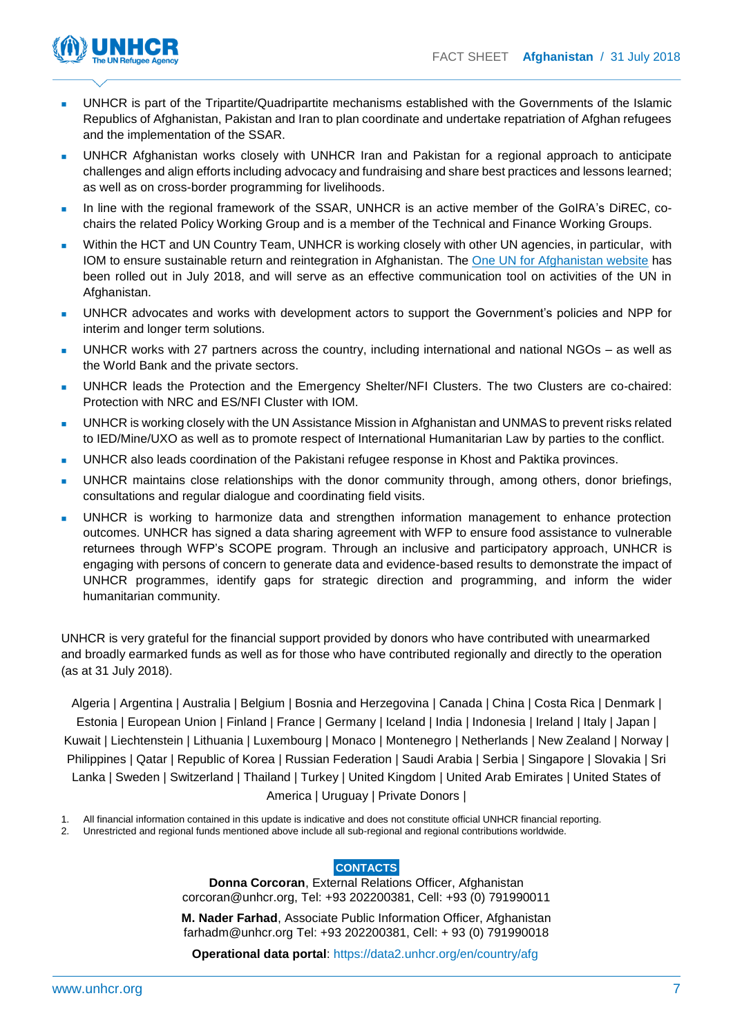- UNHCR is part of the Tripartite/Quadripartite mechanisms established with the Governments of the Islamic Republics of Afghanistan, Pakistan and Iran to plan coordinate and undertake repatriation of Afghan refugees and the implementation of the SSAR.
- UNHCR Afghanistan works closely with UNHCR Iran and Pakistan for a regional approach to anticipate challenges and align efforts including advocacy and fundraising and share best practices and lessons learned; as well as on cross-border programming for livelihoods.
- In line with the regional framework of the SSAR, UNHCR is an active member of the GoIRA's DiREC, co-chairs the related Policy Working Group and is a member of the Technical and Finance Working Groups.
- Within the HCT and UN Country Team, UNHCR is working closely with other UN agencies, in particular, with IOM to ensure sustainable return and reintegration in Afghanistan. The One UN for Afghanistan website has been rolled out in July 2018, and will serve as an effective communication tool on activities of the UN in Afghanistan.
- UNHCR advocates and works with development actors to support the Government's policies and NPP for interim and longer term solutions.
- UNHCR works with 27 partners across the country, including international and national NGOs – as well as the World Bank and the private sectors.
- UNHCR leads the Protection and the Emergency Shelter/NFI Clusters. The two Clusters are co-chaired: Protection with NRC and ES/NFI Cluster with IOM.
- UNHCR is working closely with the UN Assistance Mission in Afghanistan and UNMAS to prevent risks related to IED/Mine/UXO as well as to promote respect of International Humanitarian Law by parties to the conflict.
- UNHCR also leads coordination of the Pakistani refugee response in Khost and Paktika provinces.
- UNHCR maintains close relationships with the donor community through, among others, donor briefings, consultations and regular dialogue and coordinating field visits.
- UNHCR is working to harmonize data and strengthen information management to enhance protection outcomes. UNHCR has signed a data sharing agreement with WFP to ensure food assistance to vulnerable returnees through WFP's SCOPE program. Through an inclusive and participatory approach, UNHCR is engaging with persons of concern to generate data and evidence-based results to demonstrate the impact of UNHCR programmes, identify gaps for strategic direction and programming, and inform the wider humanitarian community.

UNHCR is very grateful for the financial support provided by donors who have contributed with unearmarked and broadly earmarked funds as well as for those who have contributed regionally and directly to the operation (as at 31 July 2018).

Algeria | Argentina | Australia | Belgium | Bosnia and Herzegovina | Canada | China | Costa Rica | Denmark | Estonia | European Union | Finland | France | Germany | Iceland | India | Indonesia | Ireland | Italy | Japan | Kuwait | Liechtenstein | Lithuania | Luxembourg | Monaco | Montenegro | Netherlands | New Zealand | Norway | Philippines | Qatar | Republic of Korea | Russian Federation | Saudi Arabia | Serbia | Singapore | Slovakia | Sri Lanka | Sweden | Switzerland | Thailand | Turkey | United Kingdom | United Arab Emirates | United States of America | Uruguay | Private Donors |

1. All financial information contained in this update is indicative and does not constitute official UNHCR financial reporting.
2. Unrestricted and regional funds mentioned above include all sub-regional and regional contributions worldwide.

**CONTACTS**

**Donna Corcoran**, External Relations Officer, Afghanistan
corcoran@unhcr.org, Tel: +93 202200381, Cell: +93 (0) 791990011

**M. Nader Farhad**, Associate Public Information Officer, Afghanistan
farhadm@unhcr.org Tel: +93 202200381, Cell: + 93 (0) 791990018

**Operational data portal**: https://data2.unhcr.org/en/country/afg